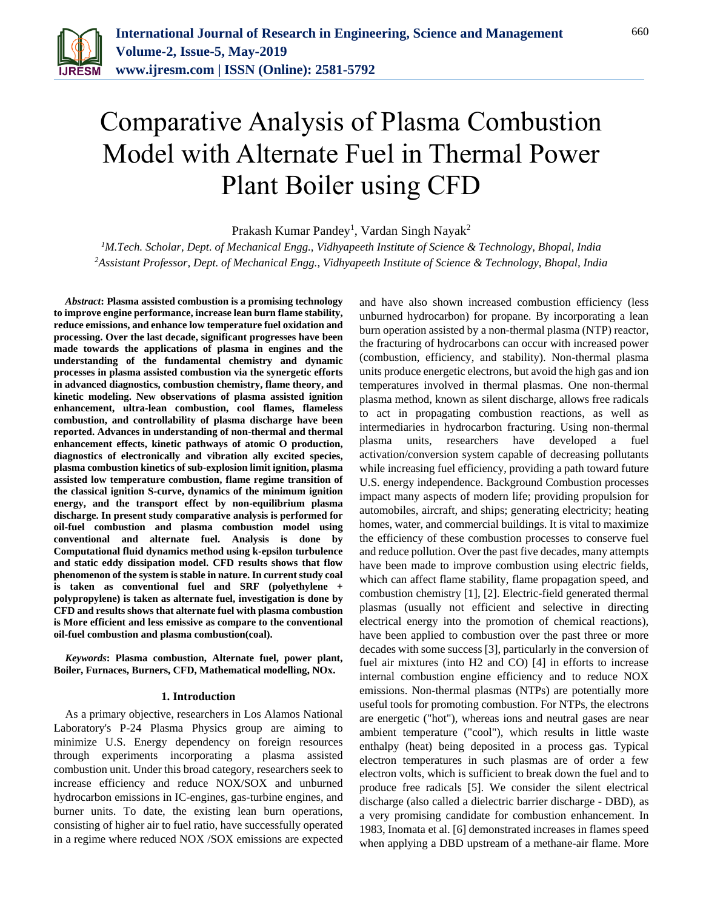# Comparative Analysis of Plasma Combustion Model with Alternate Fuel in Thermal Power Plant Boiler using CFD

Prakash Kumar Pandey[1], Vardan Singh Nayak[2]

[1]*M.Tech. Scholar, Dept. of Mechanical Engg., Vidhyapeeth Institute of Science & Technology, Bhopal, India*
[2]*Assistant Professor, Dept. of Mechanical Engg., Vidhyapeeth Institute of Science & Technology, Bhopal, India*

***Abstract*: Plasma assisted combustion is a promising technology to improve engine performance, increase lean burn flame stability, reduce emissions, and enhance low temperature fuel oxidation and processing. Over the last decade, significant progresses have been made towards the applications of plasma in engines and the understanding of the fundamental chemistry and dynamic processes in plasma assisted combustion via the synergetic efforts in advanced diagnostics, combustion chemistry, flame theory, and kinetic modeling. New observations of plasma assisted ignition enhancement, ultra-lean combustion, cool flames, flameless combustion, and controllability of plasma discharge have been reported. Advances in understanding of non-thermal and thermal enhancement effects, kinetic pathways of atomic O production, diagnostics of electronically and vibration ally excited species, plasma combustion kinetics of sub-explosion limit ignition, plasma assisted low temperature combustion, flame regime transition of the classical ignition S-curve, dynamics of the minimum ignition energy, and the transport effect by non-equilibrium plasma discharge. In present study comparative analysis is performed for oil-fuel combustion and plasma combustion model using conventional and alternate fuel. Analysis is done by Computational fluid dynamics method using k-epsilon turbulence and static eddy dissipation model. CFD results shows that flow phenomenon of the system is stable in nature. In current study coal is taken as conventional fuel and SRF (polyethylene + polypropylene) is taken as alternate fuel, investigation is done by CFD and results shows that alternate fuel with plasma combustion is More efficient and less emissive as compare to the conventional oil-fuel combustion and plasma combustion(coal).**

***Keywords*: Plasma combustion, Alternate fuel, power plant, Boiler, Furnaces, Burners, CFD, Mathematical modelling, NOx.**

## 1. Introduction

As a primary objective, researchers in Los Alamos National Laboratory's P-24 Plasma Physics group are aiming to minimize U.S. Energy dependency on foreign resources through experiments incorporating a plasma assisted combustion unit. Under this broad category, researchers seek to increase efficiency and reduce NOX/SOX and unburned hydrocarbon emissions in IC-engines, gas-turbine engines, and burner units. To date, the existing lean burn operations, consisting of higher air to fuel ratio, have successfully operated in a regime where reduced NOX /SOX emissions are expected and have also shown increased combustion efficiency (less unburned hydrocarbon) for propane. By incorporating a lean burn operation assisted by a non-thermal plasma (NTP) reactor, the fracturing of hydrocarbons can occur with increased power (combustion, efficiency, and stability). Non-thermal plasma units produce energetic electrons, but avoid the high gas and ion temperatures involved in thermal plasmas. One non-thermal plasma method, known as silent discharge, allows free radicals to act in propagating combustion reactions, as well as intermediaries in hydrocarbon fracturing. Using non-thermal plasma units, researchers have developed a fuel activation/conversion system capable of decreasing pollutants while increasing fuel efficiency, providing a path toward future U.S. energy independence. Background Combustion processes impact many aspects of modern life; providing propulsion for automobiles, aircraft, and ships; generating electricity; heating homes, water, and commercial buildings. It is vital to maximize the efficiency of these combustion processes to conserve fuel and reduce pollution. Over the past five decades, many attempts have been made to improve combustion using electric fields, which can affect flame stability, flame propagation speed, and combustion chemistry [1], [2]. Electric-field generated thermal plasmas (usually not efficient and selective in directing electrical energy into the promotion of chemical reactions), have been applied to combustion over the past three or more decades with some success [3], particularly in the conversion of fuel air mixtures (into H2 and CO) [4] in efforts to increase internal combustion engine efficiency and to reduce NOX emissions. Non-thermal plasmas (NTPs) are potentially more useful tools for promoting combustion. For NTPs, the electrons are energetic ("hot"), whereas ions and neutral gases are near ambient temperature ("cool"), which results in little waste enthalpy (heat) being deposited in a process gas. Typical electron temperatures in such plasmas are of order a few electron volts, which is sufficient to break down the fuel and to produce free radicals [5]. We consider the silent electrical discharge (also called a dielectric barrier discharge - DBD), as a very promising candidate for combustion enhancement. In 1983, Inomata et al. [6] demonstrated increases in flames speed when applying a DBD upstream of a methane-air flame. More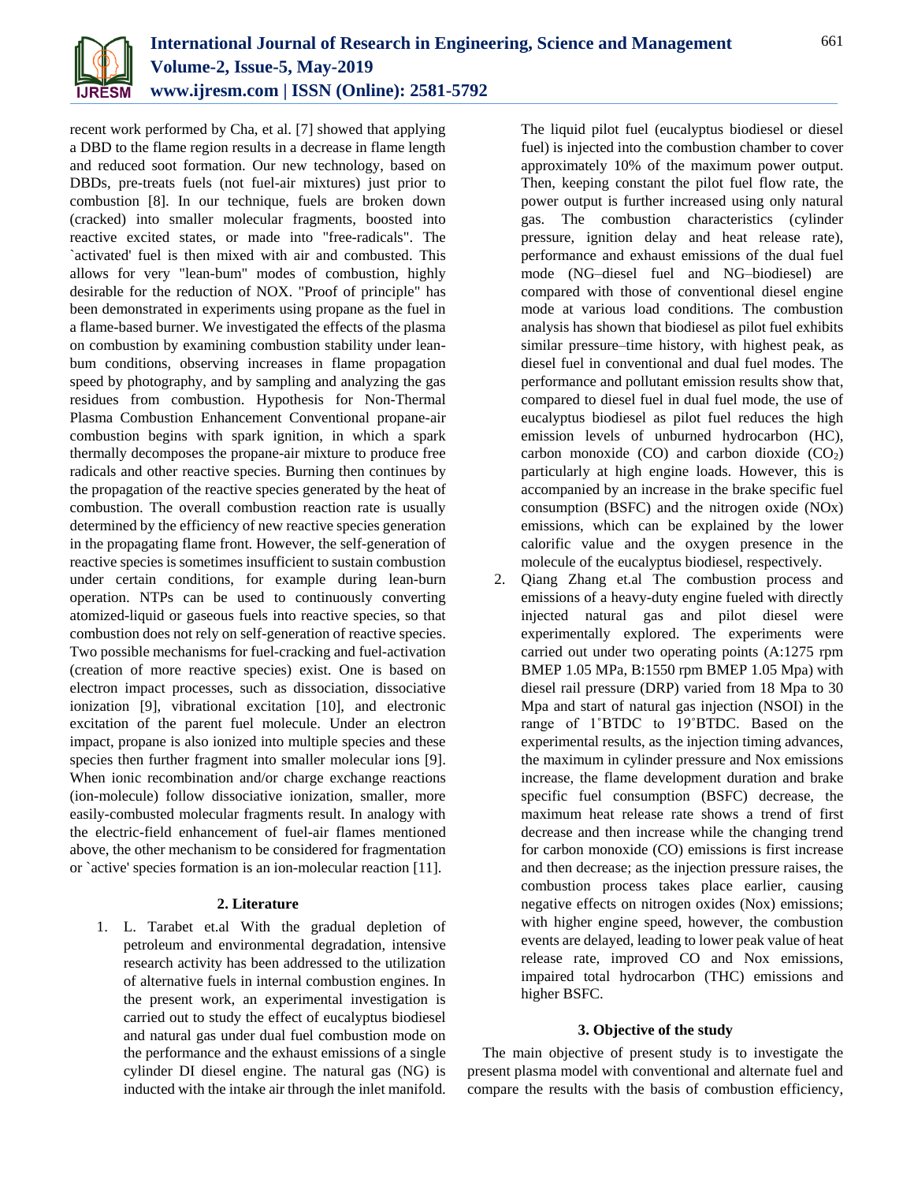recent work performed by Cha, et al. [7] showed that applying a DBD to the flame region results in a decrease in flame length and reduced soot formation. Our new technology, based on DBDs, pre-treats fuels (not fuel-air mixtures) just prior to combustion [8]. In our technique, fuels are broken down (cracked) into smaller molecular fragments, boosted into reactive excited states, or made into "free-radicals". The `activated' fuel is then mixed with air and combusted. This allows for very "lean-bum" modes of combustion, highly desirable for the reduction of NOX. "Proof of principle" has been demonstrated in experiments using propane as the fuel in a flame-based burner. We investigated the effects of the plasma on combustion by examining combustion stability under lean-bum conditions, observing increases in flame propagation speed by photography, and by sampling and analyzing the gas residues from combustion. Hypothesis for Non-Thermal Plasma Combustion Enhancement Conventional propane-air combustion begins with spark ignition, in which a spark thermally decomposes the propane-air mixture to produce free radicals and other reactive species. Burning then continues by the propagation of the reactive species generated by the heat of combustion. The overall combustion reaction rate is usually determined by the efficiency of new reactive species generation in the propagating flame front. However, the self-generation of reactive species is sometimes insufficient to sustain combustion under certain conditions, for example during lean-burn operation. NTPs can be used to continuously converting atomized-liquid or gaseous fuels into reactive species, so that combustion does not rely on self-generation of reactive species. Two possible mechanisms for fuel-cracking and fuel-activation (creation of more reactive species) exist. One is based on electron impact processes, such as dissociation, dissociative ionization [9], vibrational excitation [10], and electronic excitation of the parent fuel molecule. Under an electron impact, propane is also ionized into multiple species and these species then further fragment into smaller molecular ions [9]. When ionic recombination and/or charge exchange reactions (ion-molecule) follow dissociative ionization, smaller, more easily-combusted molecular fragments result. In analogy with the electric-field enhancement of fuel-air flames mentioned above, the other mechanism to be considered for fragmentation or `active' species formation is an ion-molecular reaction [11].

## 2. Literature

1. L. Tarabet et.al With the gradual depletion of petroleum and environmental degradation, intensive research activity has been addressed to the utilization of alternative fuels in internal combustion engines. In the present work, an experimental investigation is carried out to study the effect of eucalyptus biodiesel and natural gas under dual fuel combustion mode on the performance and the exhaust emissions of a single cylinder DI diesel engine. The natural gas (NG) is inducted with the intake air through the inlet manifold. The liquid pilot fuel (eucalyptus biodiesel or diesel fuel) is injected into the combustion chamber to cover approximately 10% of the maximum power output. Then, keeping constant the pilot fuel flow rate, the power output is further increased using only natural gas. The combustion characteristics (cylinder pressure, ignition delay and heat release rate), performance and exhaust emissions of the dual fuel mode (NG–diesel fuel and NG–biodiesel) are compared with those of conventional diesel engine mode at various load conditions. The combustion analysis has shown that biodiesel as pilot fuel exhibits similar pressure–time history, with highest peak, as diesel fuel in conventional and dual fuel modes. The performance and pollutant emission results show that, compared to diesel fuel in dual fuel mode, the use of eucalyptus biodiesel as pilot fuel reduces the high emission levels of unburned hydrocarbon (HC), carbon monoxide (CO) and carbon dioxide ($CO_2$) particularly at high engine loads. However, this is accompanied by an increase in the brake specific fuel consumption (BSFC) and the nitrogen oxide (NOx) emissions, which can be explained by the lower calorific value and the oxygen presence in the molecule of the eucalyptus biodiesel, respectively.
2. Qiang Zhang et.al The combustion process and emissions of a heavy-duty engine fueled with directly injected natural gas and pilot diesel were experimentally explored. The experiments were carried out under two operating points (A:1275 rpm BMEP 1.05 MPa, B:1550 rpm BMEP 1.05 Mpa) with diesel rail pressure (DRP) varied from 18 Mpa to 30 Mpa and start of natural gas injection (NSOI) in the range of 1˚BTDC to 19˚BTDC. Based on the experimental results, as the injection timing advances, the maximum in cylinder pressure and Nox emissions increase, the flame development duration and brake specific fuel consumption (BSFC) decrease, the maximum heat release rate shows a trend of first decrease and then increase while the changing trend for carbon monoxide (CO) emissions is first increase and then decrease; as the injection pressure raises, the combustion process takes place earlier, causing negative effects on nitrogen oxides (Nox) emissions; with higher engine speed, however, the combustion events are delayed, leading to lower peak value of heat release rate, improved CO and Nox emissions, impaired total hydrocarbon (THC) emissions and higher BSFC.

## 3. Objective of the study

The main objective of present study is to investigate the present plasma model with conventional and alternate fuel and compare the results with the basis of combustion efficiency,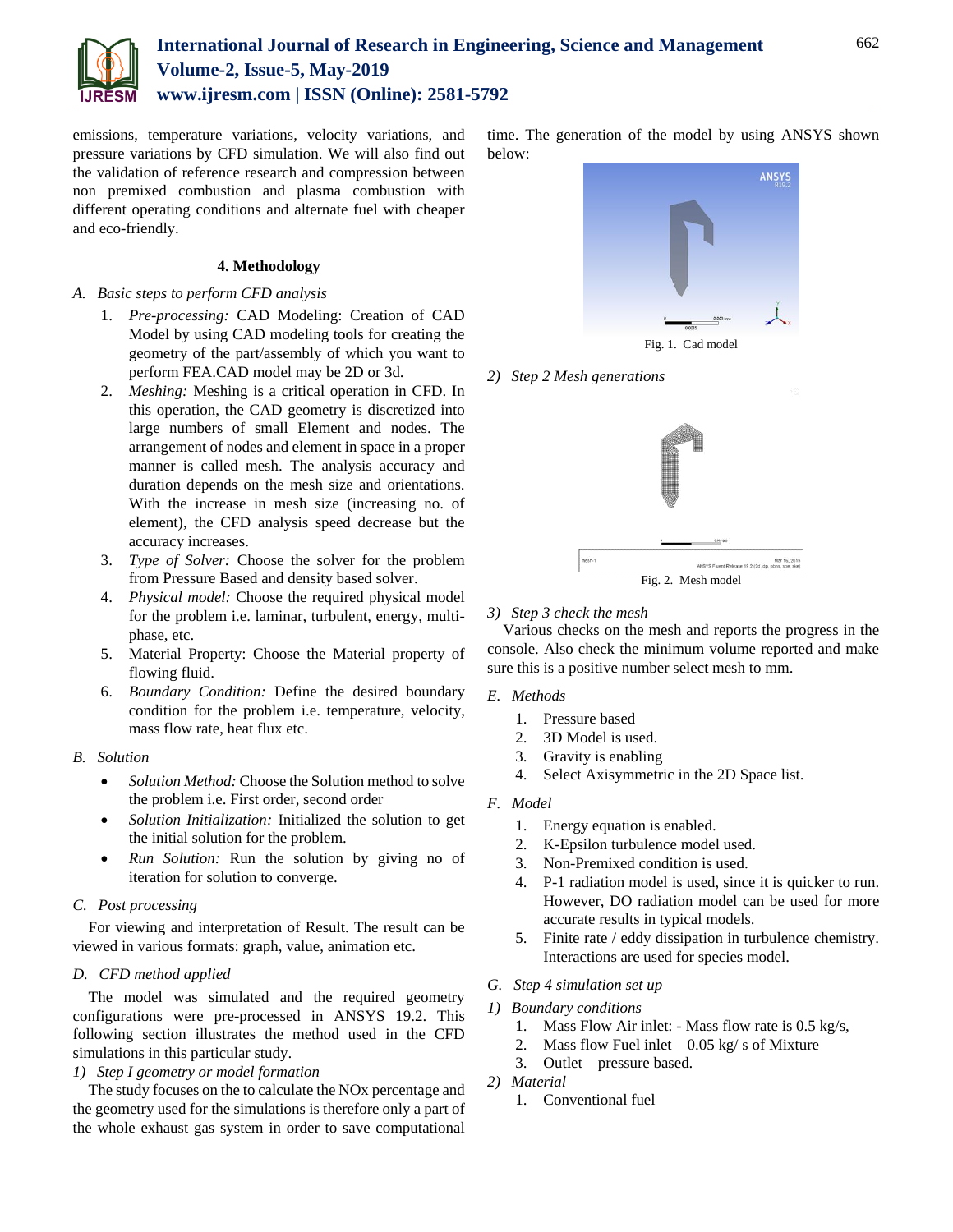emissions, temperature variations, velocity variations, and pressure variations by CFD simulation. We will also find out the validation of reference research and compression between non premixed combustion and plasma combustion with different operating conditions and alternate fuel with cheaper and eco-friendly.

## 4. Methodology

### *A. Basic steps to perform CFD analysis*

1. *Pre-processing:* CAD Modeling: Creation of CAD Model by using CAD modeling tools for creating the geometry of the part/assembly of which you want to perform FEA.CAD model may be 2D or 3d.
2. *Meshing:* Meshing is a critical operation in CFD. In this operation, the CAD geometry is discretized into large numbers of small Element and nodes. The arrangement of nodes and element in space in a proper manner is called mesh. The analysis accuracy and duration depends on the mesh size and orientations. With the increase in mesh size (increasing no. of element), the CFD analysis speed decrease but the accuracy increases.
3. *Type of Solver:* Choose the solver for the problem from Pressure Based and density based solver.
4. *Physical model:* Choose the required physical model for the problem i.e. laminar, turbulent, energy, multi-phase, etc.
5. Material Property: Choose the Material property of flowing fluid.
6. *Boundary Condition:* Define the desired boundary condition for the problem i.e. temperature, velocity, mass flow rate, heat flux etc.

### *B. Solution*

- *Solution Method:* Choose the Solution method to solve the problem i.e. First order, second order
- *Solution Initialization:* Initialized the solution to get the initial solution for the problem.
- *Run Solution:* Run the solution by giving no of iteration for solution to converge.

### *C. Post processing*

For viewing and interpretation of Result. The result can be viewed in various formats: graph, value, animation etc.

### *D. CFD method applied*

The model was simulated and the required geometry configurations were pre-processed in ANSYS 19.2. This following section illustrates the method used in the CFD simulations in this particular study.

*1) Step I geometry or model formation*

The study focuses on the to calculate the NOx percentage and the geometry used for the simulations is therefore only a part of the whole exhaust gas system in order to save computational time. The generation of the model by using ANSYS shown below:

Fig. 1. Cad model

*2) Step 2 Mesh generations*

Fig. 2. Mesh model

*3) Step 3 check the mesh*

Various checks on the mesh and reports the progress in the console. Also check the minimum volume reported and make sure this is a positive number select mesh to mm.

### *E. Methods*

1. Pressure based
2. 3D Model is used.
3. Gravity is enabling
4. Select Axisymmetric in the 2D Space list.

### *F. Model*

1. Energy equation is enabled.
2. K-Epsilon turbulence model used.
3. Non-Premixed condition is used.
4. P-1 radiation model is used, since it is quicker to run. However, DO radiation model can be used for more accurate results in typical models.
5. Finite rate / eddy dissipation in turbulence chemistry. Interactions are used for species model.

### *G. Step 4 simulation set up*

*1) Boundary conditions*

1. Mass Flow Air inlet: - Mass flow rate is 0.5 kg/s,
2. Mass flow Fuel inlet – 0.05 kg/ s of Mixture
3. Outlet – pressure based.

*2) Material*

1. Conventional fuel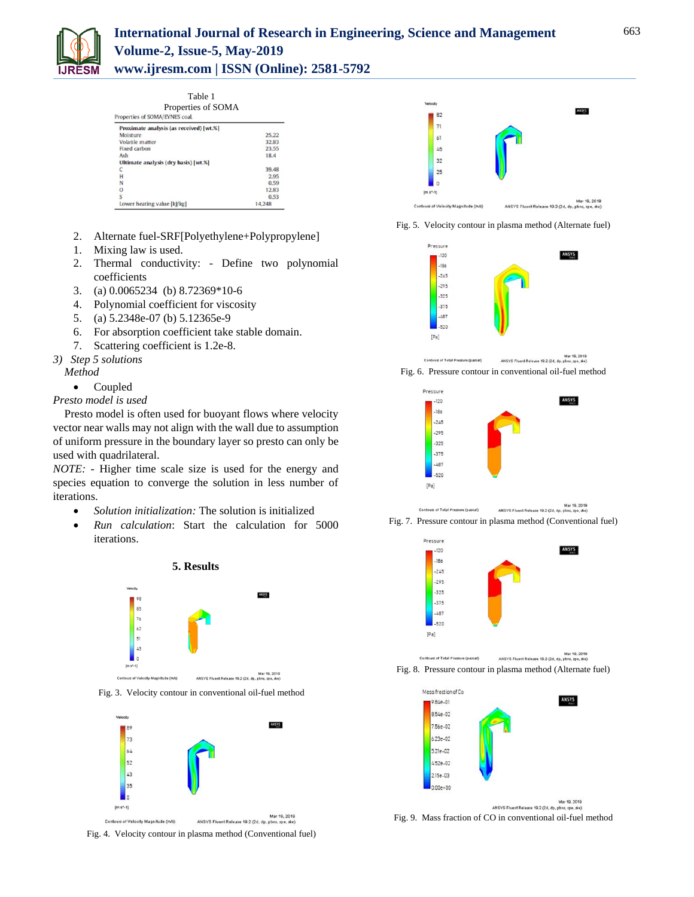Table 1
Properties of SOMA

| Properties of SOMA/EYNES coal. | |
|---|---|
| **Proximate analysis (as received) [wt.%]** | |
| Moisture | 25.22 |
| Volatile matter | 32.83 |
| Fixed carbon | 23.55 |
| Ash | 18.4 |
| **Ultimate analysis (dry basis) [wt.%]** | |
| C | 39.48 |
| H | 2.95 |
| N | 0.59 |
| O | 12.83 |
| S | 0.53 |
| Lower heating value [kJ/kg] | 14,248 |

2. Alternate fuel-SRF[Polyethylene+Polypropylene]
1. Mixing law is used.
2. Thermal conductivity: - Define two polynomial coefficients
3. (a) 0.0065234 (b) 8.72369*10-6
4. Polynomial coefficient for viscosity
5. (a) 5.2348e-07 (b) 5.12365e-9
6. For absorption coefficient take stable domain.
7. Scattering coefficient is 1.2e-8.

*3) Step 5 solutions*

*Method*

- Coupled

*Presto model is used*

Presto model is often used for buoyant flows where velocity vector near walls may not align with the wall due to assumption of uniform pressure in the boundary layer so presto can only be used with quadrilateral.

*NOTE:* - Higher time scale size is used for the energy and species equation to converge the solution in less number of iterations.

- *Solution initialization:* The solution is initialized
- *Run calculation*: Start the calculation for 5000 iterations.

## 5. Results

Fig. 3. Velocity contour in conventional oil-fuel method

Fig. 4. Velocity contour in plasma method (Conventional fuel)

Fig. 5. Velocity contour in plasma method (Alternate fuel)

Fig. 6. Pressure contour in conventional oil-fuel method

Fig. 7. Pressure contour in plasma method (Conventional fuel)

Fig. 8. Pressure contour in plasma method (Alternate fuel)

Fig. 9. Mass fraction of CO in conventional oil-fuel method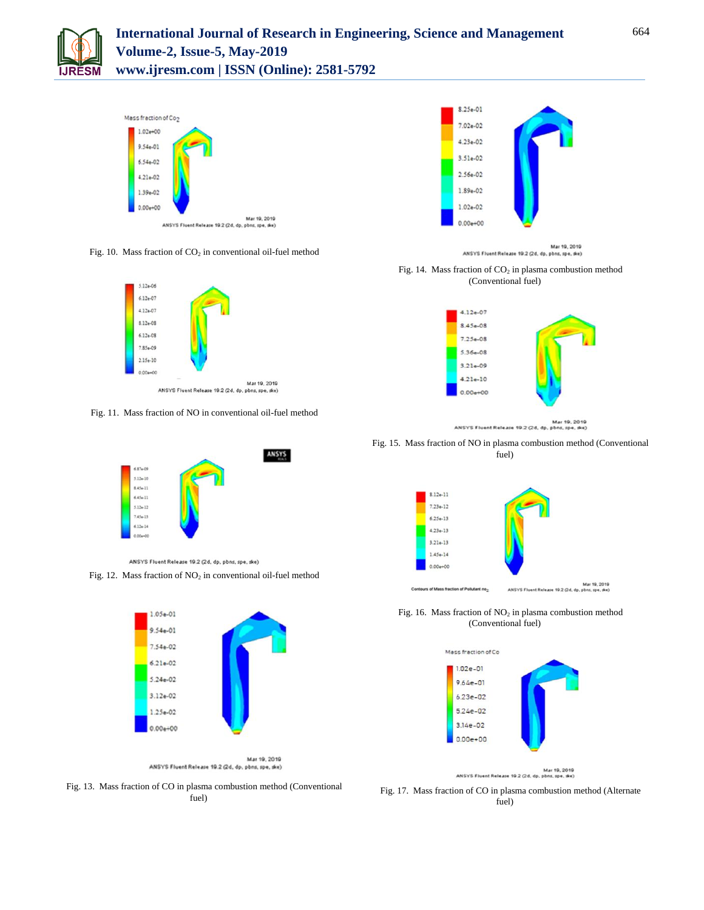Fig. 10. Mass fraction of $CO_2$ in conventional oil-fuel method

Fig. 11. Mass fraction of NO in conventional oil-fuel method

Fig. 12. Mass fraction of $NO_2$ in conventional oil-fuel method

Fig. 13. Mass fraction of CO in plasma combustion method (Conventional fuel)

Fig. 14. Mass fraction of $CO_2$ in plasma combustion method (Conventional fuel)

Fig. 15. Mass fraction of NO in plasma combustion method (Conventional fuel)

Fig. 16. Mass fraction of $NO_2$ in plasma combustion method (Conventional fuel)

Fig. 17. Mass fraction of CO in plasma combustion method (Alternate fuel)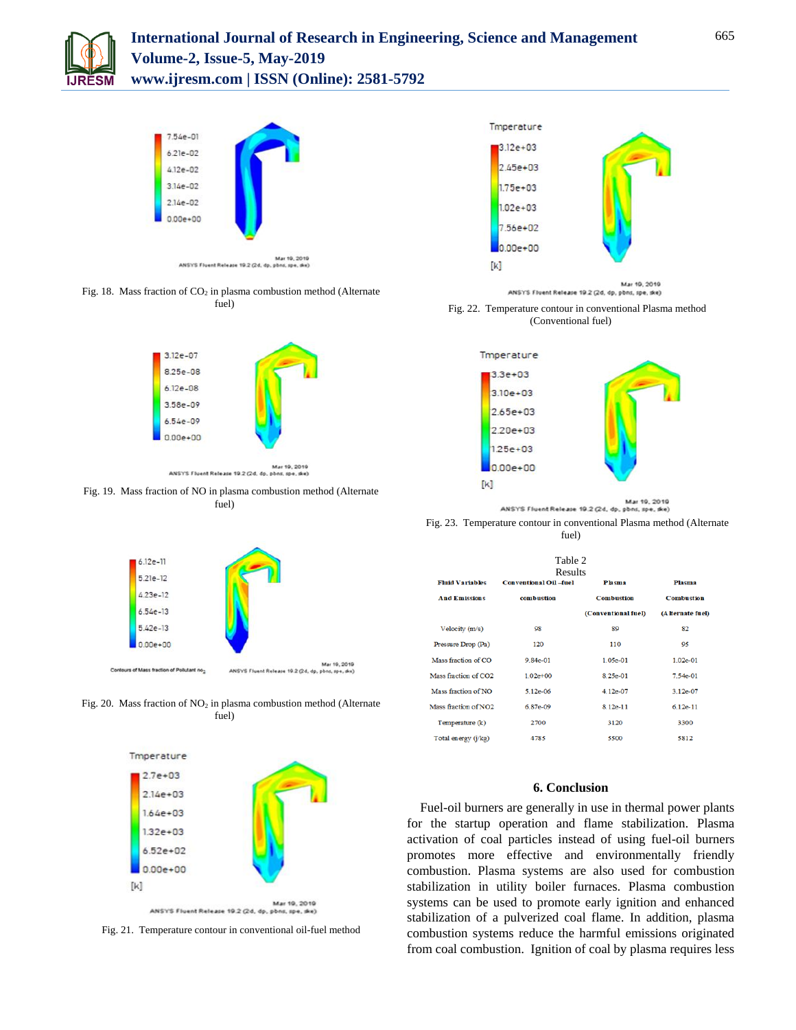Fig. 18. Mass fraction of $CO_2$ in plasma combustion method (Alternate fuel)

Fig. 19. Mass fraction of NO in plasma combustion method (Alternate fuel)

Fig. 20. Mass fraction of $NO_2$ in plasma combustion method (Alternate fuel)

Fig. 21. Temperature contour in conventional oil-fuel method

Fig. 22. Temperature contour in conventional Plasma method (Conventional fuel)

Fig. 23. Temperature contour in conventional Plasma method (Alternate fuel)

Table 2
Results

| Fluid Variables And Emissions | Conventional Oil –fuel combustion | Plasma Combustion (Conventional fuel) | Plasma Combustion (Alternate fuel) |
|---|---|---|---|
| Velocity (m/s) | 98 | 89 | 82 |
| Pressure Drop (Pa) | 120 | 110 | 95 |
| Mass fraction of CO | 9.84e-01 | 1.05e-01 | 1.02e-01 |
| Mass fraction of CO2 | 1.02e+00 | 8.25e-01 | 7.54e-01 |
| Mass fraction of NO | 5.12e-06 | 4.12e-07 | 3.12e-07 |
| Mass fraction of NO2 | 6.87e-09 | 8.12e-11 | 6.12e-11 |
| Temperature (k) | 2700 | 3120 | 3300 |
| Total energy (j/kg) | 4785 | 5500 | 5812 |

## 6. Conclusion

Fuel-oil burners are generally in use in thermal power plants for the startup operation and flame stabilization. Plasma activation of coal particles instead of using fuel-oil burners promotes more effective and environmentally friendly combustion. Plasma systems are also used for combustion stabilization in utility boiler furnaces. Plasma combustion systems can be used to promote early ignition and enhanced stabilization of a pulverized coal flame. In addition, plasma combustion systems reduce the harmful emissions originated from coal combustion. Ignition of coal by plasma requires less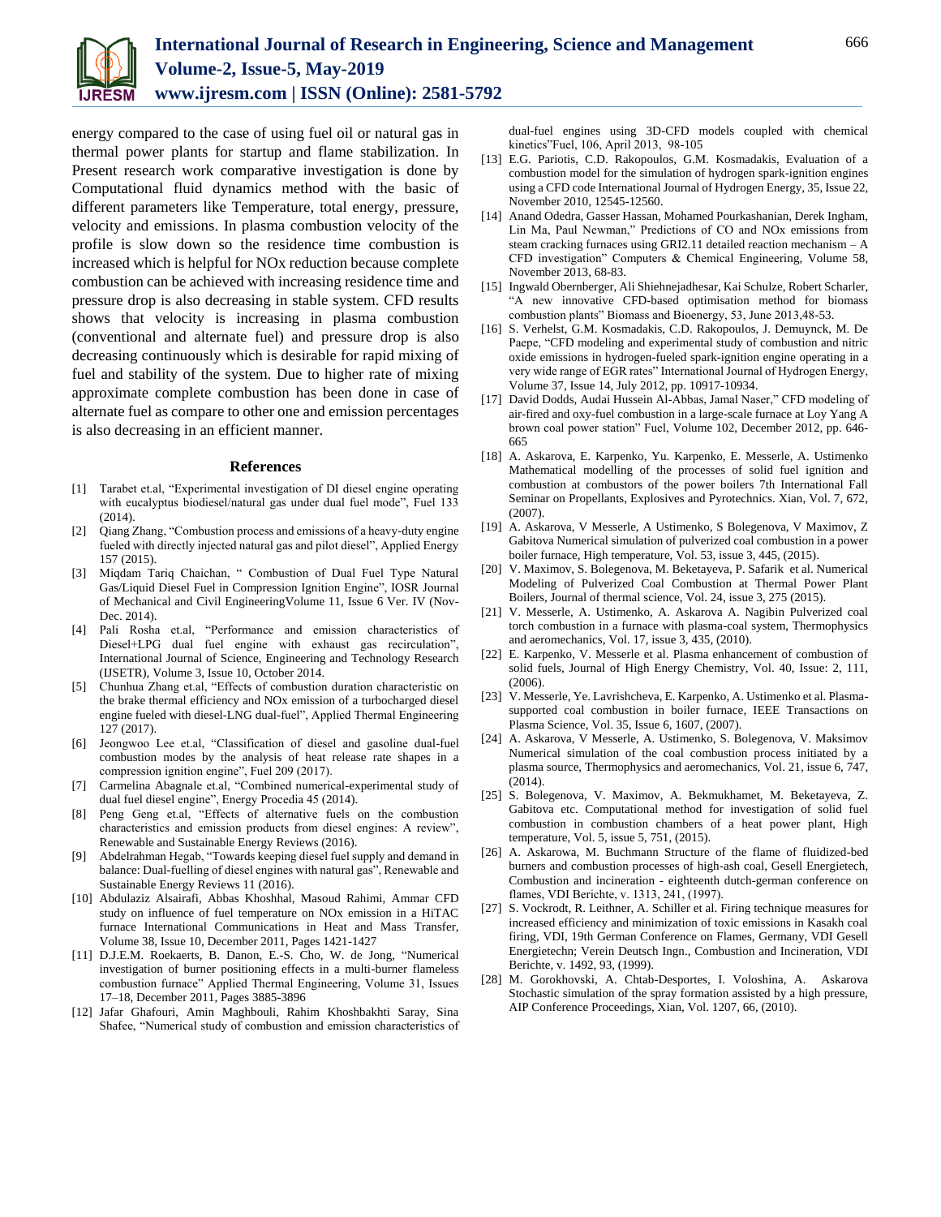energy compared to the case of using fuel oil or natural gas in thermal power plants for startup and flame stabilization. In Present research work comparative investigation is done by Computational fluid dynamics method with the basic of different parameters like Temperature, total energy, pressure, velocity and emissions. In plasma combustion velocity of the profile is slow down so the residence time combustion is increased which is helpful for NOx reduction because complete combustion can be achieved with increasing residence time and pressure drop is also decreasing in stable system. CFD results shows that velocity is increasing in plasma combustion (conventional and alternate fuel) and pressure drop is also decreasing continuously which is desirable for rapid mixing of fuel and stability of the system. Due to higher rate of mixing approximate complete combustion has been done in case of alternate fuel as compare to other one and emission percentages is also decreasing in an efficient manner.

## References

[1] Tarabet et.al, "Experimental investigation of DI diesel engine operating with eucalyptus biodiesel/natural gas under dual fuel mode", Fuel 133 (2014).

[2] Qiang Zhang, "Combustion process and emissions of a heavy-duty engine fueled with directly injected natural gas and pilot diesel", Applied Energy 157 (2015).

[3] Miqdam Tariq Chaichan, " Combustion of Dual Fuel Type Natural Gas/Liquid Diesel Fuel in Compression Ignition Engine", IOSR Journal of Mechanical and Civil EngineeringVolume 11, Issue 6 Ver. IV (Nov-Dec. 2014).

[4] Pali Rosha et.al, "Performance and emission characteristics of Diesel+LPG dual fuel engine with exhaust gas recirculation", International Journal of Science, Engineering and Technology Research (IJSETR), Volume 3, Issue 10, October 2014.

[5] Chunhua Zhang et.al, "Effects of combustion duration characteristic on the brake thermal efficiency and NOx emission of a turbocharged diesel engine fueled with diesel-LNG dual-fuel", Applied Thermal Engineering 127 (2017).

[6] Jeongwoo Lee et.al, "Classification of diesel and gasoline dual-fuel combustion modes by the analysis of heat release rate shapes in a compression ignition engine", Fuel 209 (2017).

[7] Carmelina Abagnale et.al, "Combined numerical-experimental study of dual fuel diesel engine", Energy Procedia 45 (2014).

[8] Peng Geng et.al, "Effects of alternative fuels on the combustion characteristics and emission products from diesel engines: A review", Renewable and Sustainable Energy Reviews (2016).

[9] Abdelrahman Hegab, "Towards keeping diesel fuel supply and demand in balance: Dual-fuelling of diesel engines with natural gas", Renewable and Sustainable Energy Reviews 11 (2016).

[10] Abdulaziz Alsairafi, Abbas Khoshhal, Masoud Rahimi, Ammar CFD study on influence of fuel temperature on NOx emission in a HiTAC furnace International Communications in Heat and Mass Transfer, Volume 38, Issue 10, December 2011, Pages 1421-1427

[11] D.J.E.M. Roekaerts, B. Danon, E.-S. Cho, W. de Jong, "Numerical investigation of burner positioning effects in a multi-burner flameless combustion furnace" Applied Thermal Engineering, Volume 31, Issues 17–18, December 2011, Pages 3885-3896

[12] Jafar Ghafouri, Amin Maghbouli, Rahim Khoshbakhti Saray, Sina Shafee, "Numerical study of combustion and emission characteristics of dual-fuel engines using 3D-CFD models coupled with chemical kinetics"Fuel, 106, April 2013, 98-105

[13] E.G. Pariotis, C.D. Rakopoulos, G.M. Kosmadakis, Evaluation of a combustion model for the simulation of hydrogen spark-ignition engines using a CFD code International Journal of Hydrogen Energy, 35, Issue 22, November 2010, 12545-12560.

[14] Anand Odedra, Gasser Hassan, Mohamed Pourkashanian, Derek Ingham, Lin Ma, Paul Newman," Predictions of CO and NOx emissions from steam cracking furnaces using GRI2.11 detailed reaction mechanism – A CFD investigation" Computers & Chemical Engineering, Volume 58, November 2013, 68-83.

[15] Ingwald Obernberger, Ali Shiehnejadhesar, Kai Schulze, Robert Scharler, "A new innovative CFD-based optimisation method for biomass combustion plants" Biomass and Bioenergy, 53, June 2013,48-53.

[16] S. Verhelst, G.M. Kosmadakis, C.D. Rakopoulos, J. Demuynck, M. De Paepe, "CFD modeling and experimental study of combustion and nitric oxide emissions in hydrogen-fueled spark-ignition engine operating in a very wide range of EGR rates" International Journal of Hydrogen Energy, Volume 37, Issue 14, July 2012, pp. 10917-10934.

[17] David Dodds, Audai Hussein Al-Abbas, Jamal Naser," CFD modeling of air-fired and oxy-fuel combustion in a large-scale furnace at Loy Yang A brown coal power station" Fuel, Volume 102, December 2012, pp. 646-665

[18] A. Askarova, E. Karpenko, Yu. Karpenko, E. Messerle, A. Ustimenko Mathematical modelling of the processes of solid fuel ignition and combustion at combustors of the power boilers 7th International Fall Seminar on Propellants, Explosives and Pyrotechnics. Xian, Vol. 7, 672, (2007).

[19] A. Askarova, V Messerle, A Ustimenko, S Bolegenova, V Maximov, Z Gabitova Numerical simulation of pulverized coal combustion in a power boiler furnace, High temperature, Vol. 53, issue 3, 445, (2015).

[20] V. Maximov, S. Bolegenova, M. Beketayeva, P. Safarik et al. Numerical Modeling of Pulverized Coal Combustion at Thermal Power Plant Boilers, Journal of thermal science, Vol. 24, issue 3, 275 (2015).

[21] V. Messerle, A. Ustimenko, A. Askarova A. Nagibin Pulverized coal torch combustion in a furnace with plasma-coal system, Thermophysics and aeromechanics, Vol. 17, issue 3, 435, (2010).

[22] E. Karpenko, V. Messerle et al. Plasma enhancement of combustion of solid fuels, Journal of High Energy Chemistry, Vol. 40, Issue: 2, 111, (2006).

[23] V. Messerle, Ye. Lavrishcheva, E. Karpenko, A. Ustimenko et al. Plasma-supported coal combustion in boiler furnace, IEEE Transactions on Plasma Science, Vol. 35, Issue 6, 1607, (2007).

[24] A. Askarova, V Messerle, A. Ustimenko, S. Bolegenova, V. Maksimov Numerical simulation of the coal combustion process initiated by a plasma source, Thermophysics and aeromechanics, Vol. 21, issue 6, 747, (2014).

[25] S. Bolegenova, V. Maximov, A. Bekmukhamet, M. Beketayeva, Z. Gabitova etc. Computational method for investigation of solid fuel combustion in combustion chambers of a heat power plant, High temperature, Vol. 5, issue 5, 751, (2015).

[26] A. Askarowa, M. Buchmann Structure of the flame of fluidized-bed burners and combustion processes of high-ash coal, Gesell Energietech, Combustion and incineration - eighteenth dutch-german conference on flames, VDI Berichte, v. 1313, 241, (1997).

[27] S. Vockrodt, R. Leithner, A. Schiller et al. Firing technique measures for increased efficiency and minimization of toxic emissions in Kasakh coal firing, VDI, 19th German Conference on Flames, Germany, VDI Gesell Energietechn; Verein Deutsch Ingn., Combustion and Incineration, VDI Berichte, v. 1492, 93, (1999).

[28] M. Gorokhovski, A. Chtab-Desportes, I. Voloshina, A. Askarova Stochastic simulation of the spray formation assisted by a high pressure, AIP Conference Proceedings, Xian, Vol. 1207, 66, (2010).